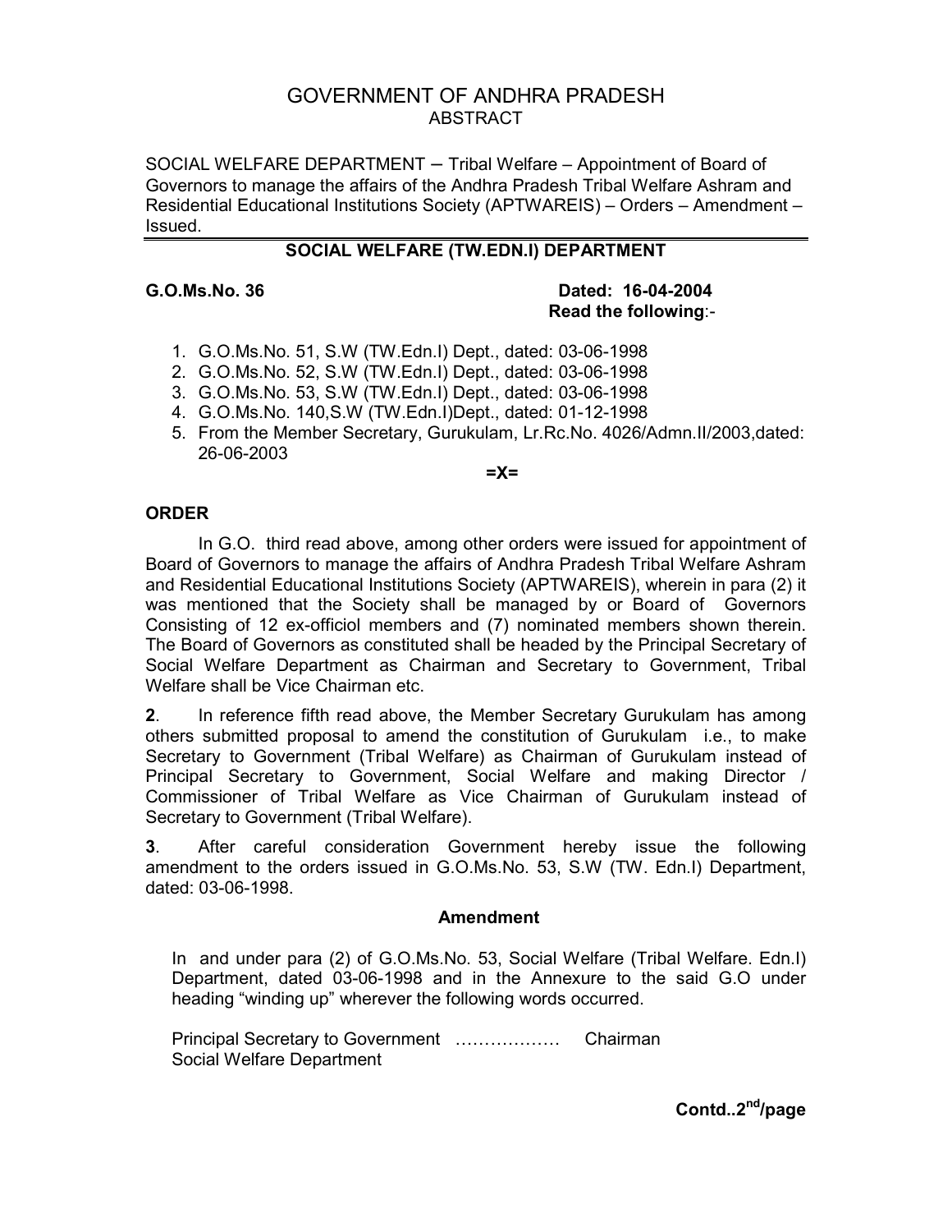# GOVERNMENT OF ANDHRA PRADESH
## ABSTRACT

SOCIAL WELFARE DEPARTMENT – Tribal Welfare – Appointment of Board of Governors to manage the affairs of the Andhra Pradesh Tribal Welfare Ashram and Residential Educational Institutions Society (APTWAREIS) – Orders – Amendment – Issued.

---

**SOCIAL WELFARE (TW.EDN.I) DEPARTMENT**

**G.O.Ms.No. 36** **Dated: 16-04-2004**

**Read the following**:-

1. G.O.Ms.No. 51, S.W (TW.Edn.I) Dept., dated: 03-06-1998
2. G.O.Ms.No. 52, S.W (TW.Edn.I) Dept., dated: 03-06-1998
3. G.O.Ms.No. 53, S.W (TW.Edn.I) Dept., dated: 03-06-1998
4. G.O.Ms.No. 140,S.W (TW.Edn.I)Dept., dated: 01-12-1998
5. From the Member Secretary, Gurukulam, Lr.Rc.No. 4026/Admn.II/2003,dated: 26-06-2003

=X=

**ORDER**

In G.O. third read above, among other orders were issued for appointment of Board of Governors to manage the affairs of Andhra Pradesh Tribal Welfare Ashram and Residential Educational Institutions Society (APTWAREIS), wherein in para (2) it was mentioned that the Society shall be managed by or Board of Governors Consisting of 12 ex-officiol members and (7) nominated members shown therein. The Board of Governors as constituted shall be headed by the Principal Secretary of Social Welfare Department as Chairman and Secretary to Government, Tribal Welfare shall be Vice Chairman etc.

**2**. In reference fifth read above, the Member Secretary Gurukulam has among others submitted proposal to amend the constitution of Gurukulam i.e., to make Secretary to Government (Tribal Welfare) as Chairman of Gurukulam instead of Principal Secretary to Government, Social Welfare and making Director / Commissioner of Tribal Welfare as Vice Chairman of Gurukulam instead of Secretary to Government (Tribal Welfare).

**3**. After careful consideration Government hereby issue the following amendment to the orders issued in G.O.Ms.No. 53, S.W (TW. Edn.I) Department, dated: 03-06-1998.

**Amendment**

In and under para (2) of G.O.Ms.No. 53, Social Welfare (Tribal Welfare. Edn.I) Department, dated 03-06-1998 and in the Annexure to the said G.O under heading "winding up" wherever the following words occurred.

Principal Secretary to Government ……………… Chairman
Social Welfare Department

**Contd..2nd/page**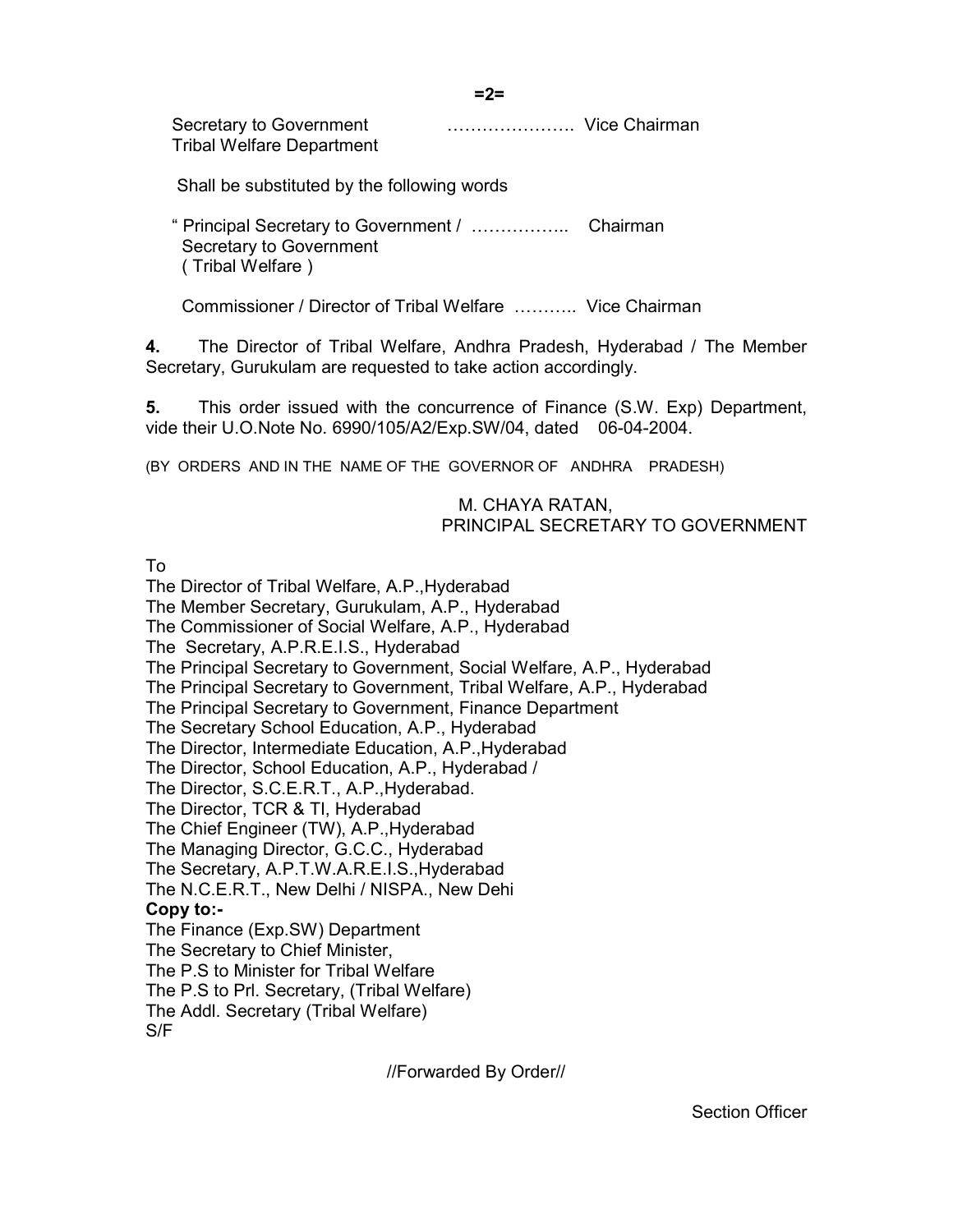Secretary to Government …………………. Vice Chairman
Tribal Welfare Department

Shall be substituted by the following words

" Principal Secretary to Government / …………….. Chairman
Secretary to Government
( Tribal Welfare )

Commissioner / Director of Tribal Welfare ……….. Vice Chairman

**4.** The Director of Tribal Welfare, Andhra Pradesh, Hyderabad / The Member Secretary, Gurukulam are requested to take action accordingly.

**5.** This order issued with the concurrence of Finance (S.W. Exp) Department, vide their U.O.Note No. 6990/105/A2/Exp.SW/04, dated 06-04-2004.

(BY ORDERS AND IN THE NAME OF THE GOVERNOR OF ANDHRA PRADESH)

M. CHAYA RATAN,
PRINCIPAL SECRETARY TO GOVERNMENT

To
The Director of Tribal Welfare, A.P.,Hyderabad
The Member Secretary, Gurukulam, A.P., Hyderabad
The Commissioner of Social Welfare, A.P., Hyderabad
The Secretary, A.P.R.E.I.S., Hyderabad
The Principal Secretary to Government, Social Welfare, A.P., Hyderabad
The Principal Secretary to Government, Tribal Welfare, A.P., Hyderabad
The Principal Secretary to Government, Finance Department
The Secretary School Education, A.P., Hyderabad
The Director, Intermediate Education, A.P.,Hyderabad
The Director, School Education, A.P., Hyderabad /
The Director, S.C.E.R.T., A.P.,Hyderabad.
The Director, TCR & TI, Hyderabad
The Chief Engineer (TW), A.P.,Hyderabad
The Managing Director, G.C.C., Hyderabad
The Secretary, A.P.T.W.A.R.E.I.S.,Hyderabad
The N.C.E.R.T., New Delhi / NISPA., New Dehi

**Copy to:-**
The Finance (Exp.SW) Department
The Secretary to Chief Minister,
The P.S to Minister for Tribal Welfare
The P.S to Prl. Secretary, (Tribal Welfare)
The Addl. Secretary (Tribal Welfare)
S/F

//Forwarded By Order//

Section Officer